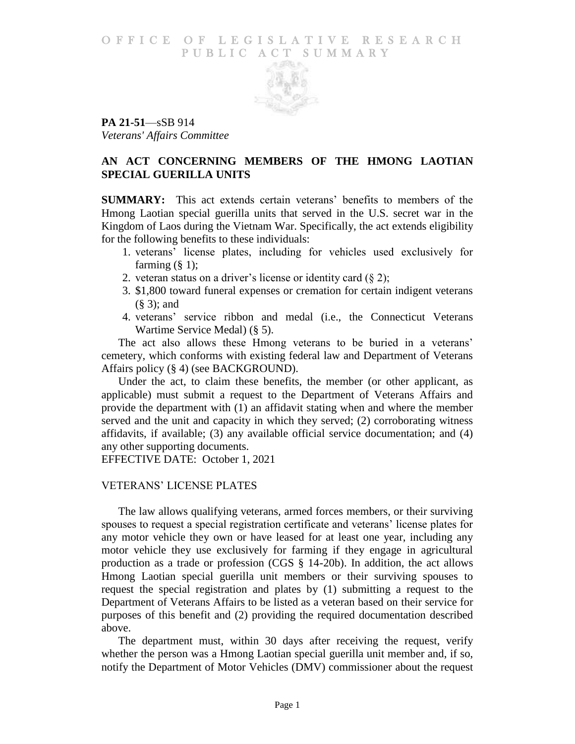OFFICE OF LEGISLATIVE RESEARCH
PUBLIC ACT SUMMARY

**PA 21-51**—sSB 914
*Veterans' Affairs Committee*

## AN ACT CONCERNING MEMBERS OF THE HMONG LAOTIAN SPECIAL GUERILLA UNITS

**SUMMARY:** This act extends certain veterans' benefits to members of the Hmong Laotian special guerilla units that served in the U.S. secret war in the Kingdom of Laos during the Vietnam War. Specifically, the act extends eligibility for the following benefits to these individuals:

1. veterans' license plates, including for vehicles used exclusively for farming (§ 1);
2. veteran status on a driver's license or identity card (§ 2);
3. $1,800 toward funeral expenses or cremation for certain indigent veterans (§ 3); and
4. veterans' service ribbon and medal (i.e., the Connecticut Veterans Wartime Service Medal) (§ 5).

The act also allows these Hmong veterans to be buried in a veterans' cemetery, which conforms with existing federal law and Department of Veterans Affairs policy (§ 4) (see BACKGROUND).

Under the act, to claim these benefits, the member (or other applicant, as applicable) must submit a request to the Department of Veterans Affairs and provide the department with (1) an affidavit stating when and where the member served and the unit and capacity in which they served; (2) corroborating witness affidavits, if available; (3) any available official service documentation; and (4) any other supporting documents.

EFFECTIVE DATE: October 1, 2021

### VETERANS' LICENSE PLATES

The law allows qualifying veterans, armed forces members, or their surviving spouses to request a special registration certificate and veterans' license plates for any motor vehicle they own or have leased for at least one year, including any motor vehicle they use exclusively for farming if they engage in agricultural production as a trade or profession (CGS § 14-20b). In addition, the act allows Hmong Laotian special guerilla unit members or their surviving spouses to request the special registration and plates by (1) submitting a request to the Department of Veterans Affairs to be listed as a veteran based on their service for purposes of this benefit and (2) providing the required documentation described above.

The department must, within 30 days after receiving the request, verify whether the person was a Hmong Laotian special guerilla unit member and, if so, notify the Department of Motor Vehicles (DMV) commissioner about the request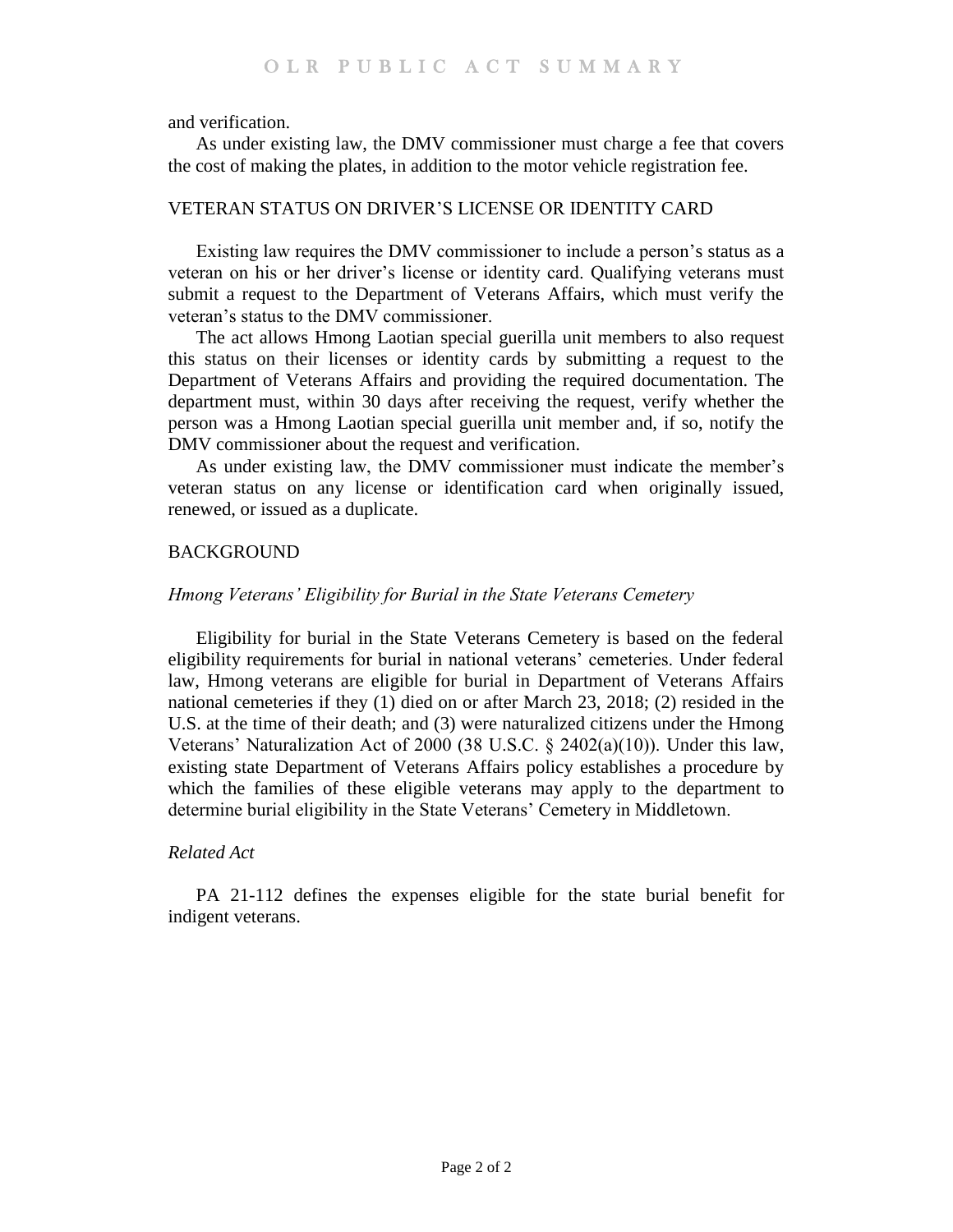and verification.

As under existing law, the DMV commissioner must charge a fee that covers the cost of making the plates, in addition to the motor vehicle registration fee.

## VETERAN STATUS ON DRIVER'S LICENSE OR IDENTITY CARD

Existing law requires the DMV commissioner to include a person's status as a veteran on his or her driver's license or identity card. Qualifying veterans must submit a request to the Department of Veterans Affairs, which must verify the veteran's status to the DMV commissioner.

The act allows Hmong Laotian special guerilla unit members to also request this status on their licenses or identity cards by submitting a request to the Department of Veterans Affairs and providing the required documentation. The department must, within 30 days after receiving the request, verify whether the person was a Hmong Laotian special guerilla unit member and, if so, notify the DMV commissioner about the request and verification.

As under existing law, the DMV commissioner must indicate the member's veteran status on any license or identification card when originally issued, renewed, or issued as a duplicate.

## BACKGROUND

### *Hmong Veterans' Eligibility for Burial in the State Veterans Cemetery*

Eligibility for burial in the State Veterans Cemetery is based on the federal eligibility requirements for burial in national veterans' cemeteries. Under federal law, Hmong veterans are eligible for burial in Department of Veterans Affairs national cemeteries if they (1) died on or after March 23, 2018; (2) resided in the U.S. at the time of their death; and (3) were naturalized citizens under the Hmong Veterans' Naturalization Act of 2000 (38 U.S.C. § 2402(a)(10)). Under this law, existing state Department of Veterans Affairs policy establishes a procedure by which the families of these eligible veterans may apply to the department to determine burial eligibility in the State Veterans' Cemetery in Middletown.

### *Related Act*

PA 21-112 defines the expenses eligible for the state burial benefit for indigent veterans.